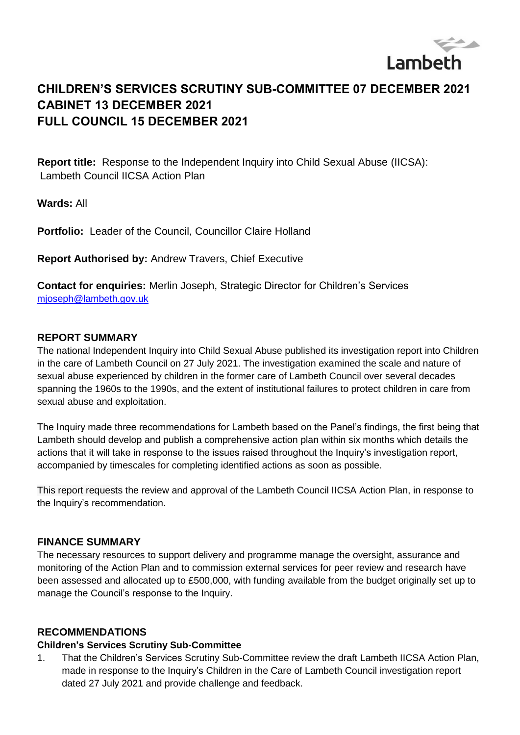Lambeth

# CHILDREN'S SERVICES SCRUTINY SUB-COMMITTEE 07 DECEMBER 2021
# CABINET 13 DECEMBER 2021
# FULL COUNCIL 15 DECEMBER 2021

**Report title:** Response to the Independent Inquiry into Child Sexual Abuse (IICSA): Lambeth Council IICSA Action Plan

**Wards:** All

**Portfolio:** Leader of the Council, Councillor Claire Holland

**Report Authorised by:** Andrew Travers, Chief Executive

**Contact for enquiries:** Merlin Joseph, Strategic Director for Children's Services
mjoseph@lambeth.gov.uk

## REPORT SUMMARY

The national Independent Inquiry into Child Sexual Abuse published its investigation report into Children in the care of Lambeth Council on 27 July 2021. The investigation examined the scale and nature of sexual abuse experienced by children in the former care of Lambeth Council over several decades spanning the 1960s to the 1990s, and the extent of institutional failures to protect children in care from sexual abuse and exploitation.

The Inquiry made three recommendations for Lambeth based on the Panel's findings, the first being that Lambeth should develop and publish a comprehensive action plan within six months which details the actions that it will take in response to the issues raised throughout the Inquiry's investigation report, accompanied by timescales for completing identified actions as soon as possible.

This report requests the review and approval of the Lambeth Council IICSA Action Plan, in response to the Inquiry's recommendation.

## FINANCE SUMMARY

The necessary resources to support delivery and programme manage the oversight, assurance and monitoring of the Action Plan and to commission external services for peer review and research have been assessed and allocated up to £500,000, with funding available from the budget originally set up to manage the Council's response to the Inquiry.

## RECOMMENDATIONS

### Children's Services Scrutiny Sub-Committee

1. That the Children's Services Scrutiny Sub-Committee review the draft Lambeth IICSA Action Plan, made in response to the Inquiry's Children in the Care of Lambeth Council investigation report dated 27 July 2021 and provide challenge and feedback.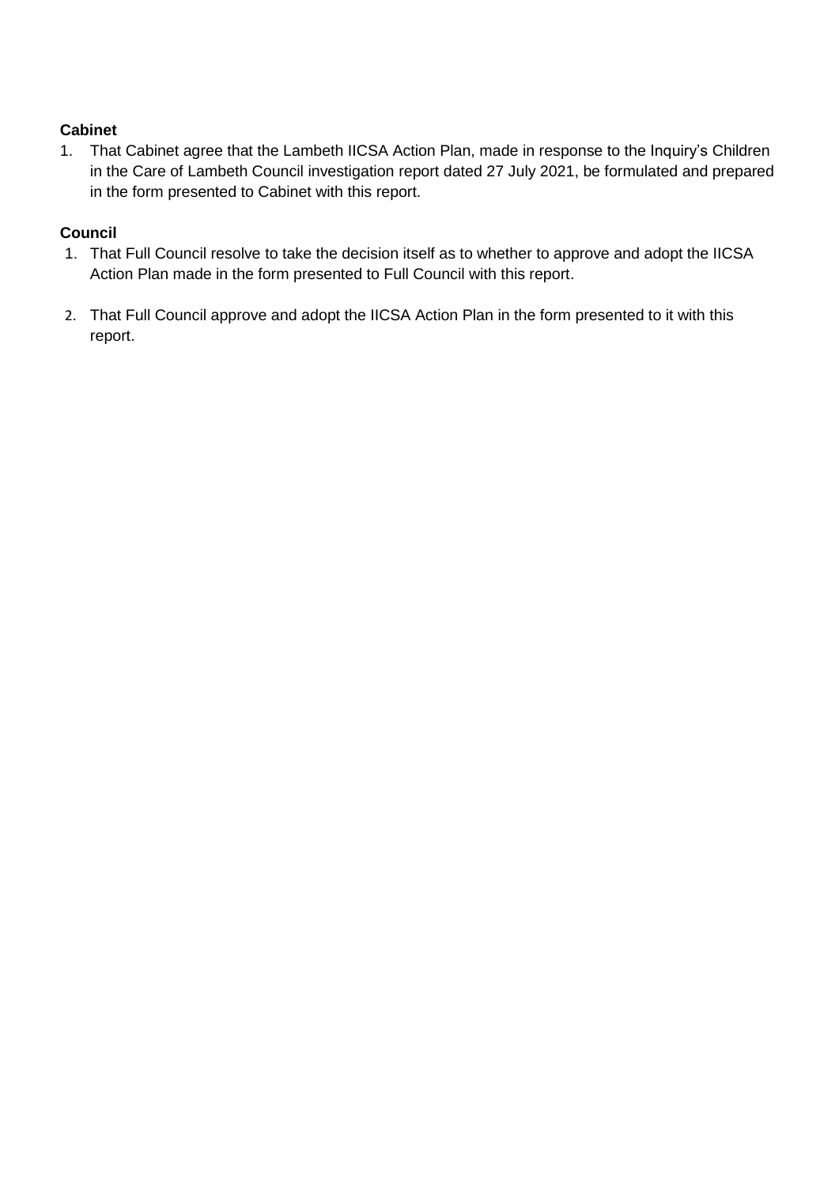**Cabinet**

1. That Cabinet agree that the Lambeth IICSA Action Plan, made in response to the Inquiry's Children in the Care of Lambeth Council investigation report dated 27 July 2021, be formulated and prepared in the form presented to Cabinet with this report.

**Council**

1. That Full Council resolve to take the decision itself as to whether to approve and adopt the IICSA Action Plan made in the form presented to Full Council with this report.

2. That Full Council approve and adopt the IICSA Action Plan in the form presented to it with this report.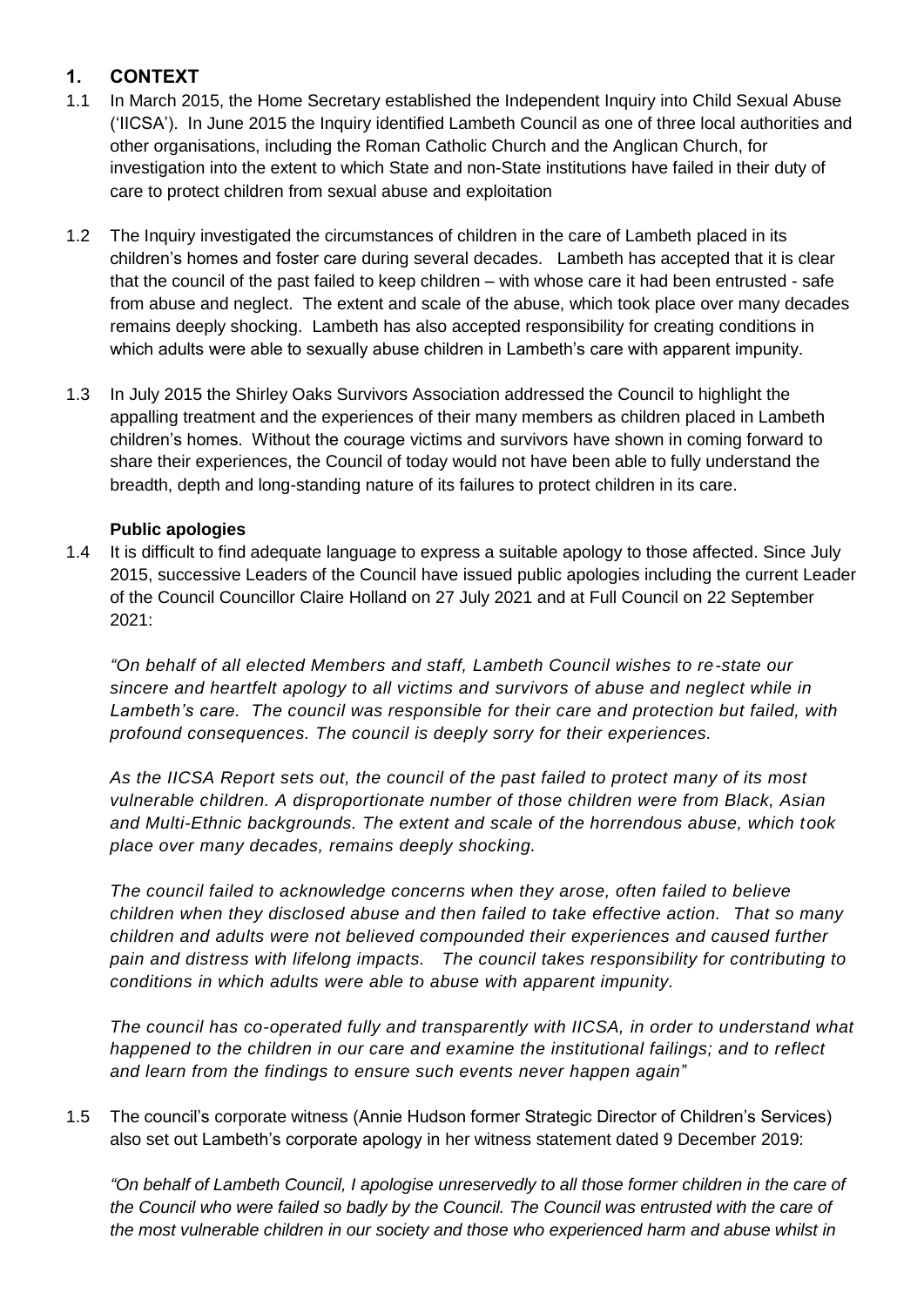## 1. CONTEXT

1.1 In March 2015, the Home Secretary established the Independent Inquiry into Child Sexual Abuse ('IICSA'). In June 2015 the Inquiry identified Lambeth Council as one of three local authorities and other organisations, including the Roman Catholic Church and the Anglican Church, for investigation into the extent to which State and non-State institutions have failed in their duty of care to protect children from sexual abuse and exploitation

1.2 The Inquiry investigated the circumstances of children in the care of Lambeth placed in its children's homes and foster care during several decades. Lambeth has accepted that it is clear that the council of the past failed to keep children – with whose care it had been entrusted - safe from abuse and neglect. The extent and scale of the abuse, which took place over many decades remains deeply shocking. Lambeth has also accepted responsibility for creating conditions in which adults were able to sexually abuse children in Lambeth's care with apparent impunity.

1.3 In July 2015 the Shirley Oaks Survivors Association addressed the Council to highlight the appalling treatment and the experiences of their many members as children placed in Lambeth children's homes. Without the courage victims and survivors have shown in coming forward to share their experiences, the Council of today would not have been able to fully understand the breadth, depth and long-standing nature of its failures to protect children in its care.

**Public apologies**

1.4 It is difficult to find adequate language to express a suitable apology to those affected. Since July 2015, successive Leaders of the Council have issued public apologies including the current Leader of the Council Councillor Claire Holland on 27 July 2021 and at Full Council on 22 September 2021:

*"On behalf of all elected Members and staff, Lambeth Council wishes to re-state our sincere and heartfelt apology to all victims and survivors of abuse and neglect while in Lambeth's care. The council was responsible for their care and protection but failed, with profound consequences. The council is deeply sorry for their experiences.*

*As the IICSA Report sets out, the council of the past failed to protect many of its most vulnerable children. A disproportionate number of those children were from Black, Asian and Multi-Ethnic backgrounds. The extent and scale of the horrendous abuse, which took place over many decades, remains deeply shocking.*

*The council failed to acknowledge concerns when they arose, often failed to believe children when they disclosed abuse and then failed to take effective action. That so many children and adults were not believed compounded their experiences and caused further pain and distress with lifelong impacts. The council takes responsibility for contributing to conditions in which adults were able to abuse with apparent impunity.*

*The council has co-operated fully and transparently with IICSA, in order to understand what happened to the children in our care and examine the institutional failings; and to reflect and learn from the findings to ensure such events never happen again"*

1.5 The council's corporate witness (Annie Hudson former Strategic Director of Children's Services) also set out Lambeth's corporate apology in her witness statement dated 9 December 2019:

*"On behalf of Lambeth Council, I apologise unreservedly to all those former children in the care of the Council who were failed so badly by the Council. The Council was entrusted with the care of the most vulnerable children in our society and those who experienced harm and abuse whilst in*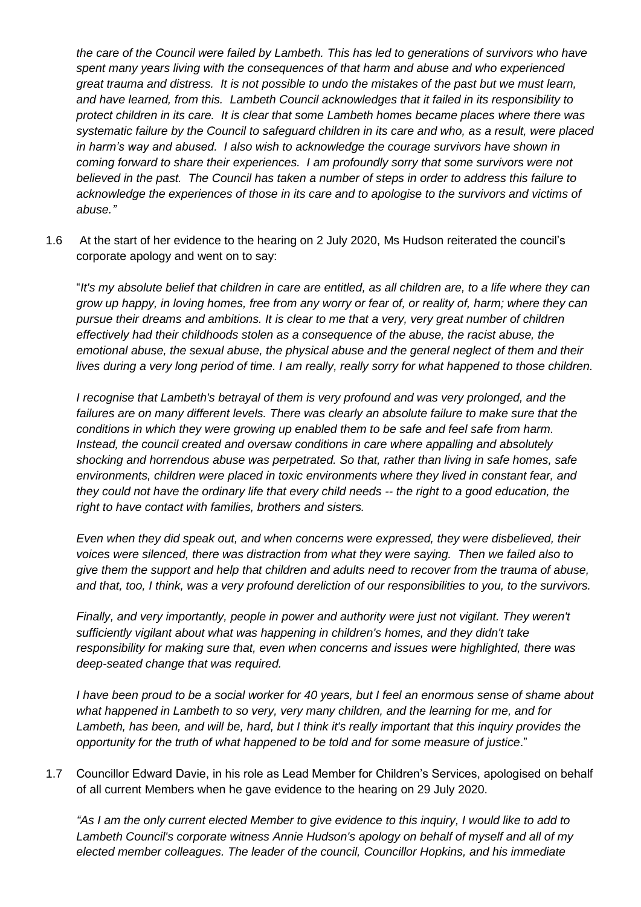*the care of the Council were failed by Lambeth. This has led to generations of survivors who have spent many years living with the consequences of that harm and abuse and who experienced great trauma and distress. It is not possible to undo the mistakes of the past but we must learn, and have learned, from this. Lambeth Council acknowledges that it failed in its responsibility to protect children in its care. It is clear that some Lambeth homes became places where there was systematic failure by the Council to safeguard children in its care and who, as a result, were placed in harm's way and abused. I also wish to acknowledge the courage survivors have shown in coming forward to share their experiences. I am profoundly sorry that some survivors were not believed in the past. The Council has taken a number of steps in order to address this failure to acknowledge the experiences of those in its care and to apologise to the survivors and victims of abuse."*

1.6 At the start of her evidence to the hearing on 2 July 2020, Ms Hudson reiterated the council's corporate apology and went on to say:

"*It's my absolute belief that children in care are entitled, as all children are, to a life where they can grow up happy, in loving homes, free from any worry or fear of, or reality of, harm; where they can pursue their dreams and ambitions. It is clear to me that a very, very great number of children effectively had their childhoods stolen as a consequence of the abuse, the racist abuse, the emotional abuse, the sexual abuse, the physical abuse and the general neglect of them and their lives during a very long period of time. I am really, really sorry for what happened to those children.*

*I recognise that Lambeth's betrayal of them is very profound and was very prolonged, and the failures are on many different levels. There was clearly an absolute failure to make sure that the conditions in which they were growing up enabled them to be safe and feel safe from harm. Instead, the council created and oversaw conditions in care where appalling and absolutely shocking and horrendous abuse was perpetrated. So that, rather than living in safe homes, safe environments, children were placed in toxic environments where they lived in constant fear, and they could not have the ordinary life that every child needs -- the right to a good education, the right to have contact with families, brothers and sisters.*

*Even when they did speak out, and when concerns were expressed, they were disbelieved, their voices were silenced, there was distraction from what they were saying. Then we failed also to give them the support and help that children and adults need to recover from the trauma of abuse, and that, too, I think, was a very profound dereliction of our responsibilities to you, to the survivors.*

*Finally, and very importantly, people in power and authority were just not vigilant. They weren't sufficiently vigilant about what was happening in children's homes, and they didn't take responsibility for making sure that, even when concerns and issues were highlighted, there was deep-seated change that was required.*

*I have been proud to be a social worker for 40 years, but I feel an enormous sense of shame about what happened in Lambeth to so very, very many children, and the learning for me, and for Lambeth, has been, and will be, hard, but I think it's really important that this inquiry provides the opportunity for the truth of what happened to be told and for some measure of justice*."

1.7 Councillor Edward Davie, in his role as Lead Member for Children's Services, apologised on behalf of all current Members when he gave evidence to the hearing on 29 July 2020.

*"As I am the only current elected Member to give evidence to this inquiry, I would like to add to Lambeth Council's corporate witness Annie Hudson's apology on behalf of myself and all of my elected member colleagues. The leader of the council, Councillor Hopkins, and his immediate*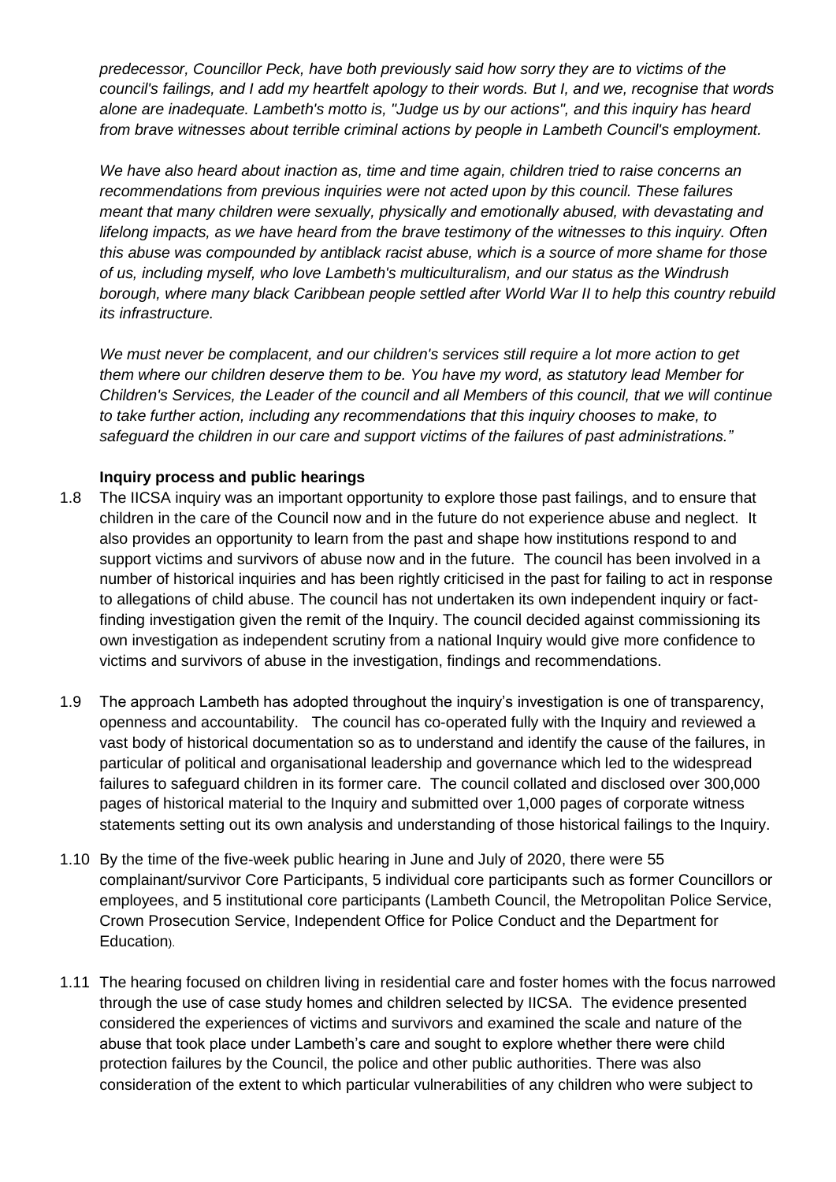*predecessor, Councillor Peck, have both previously said how sorry they are to victims of the council's failings, and I add my heartfelt apology to their words. But I, and we, recognise that words alone are inadequate. Lambeth's motto is, "Judge us by our actions", and this inquiry has heard from brave witnesses about terrible criminal actions by people in Lambeth Council's employment.*

*We have also heard about inaction as, time and time again, children tried to raise concerns an recommendations from previous inquiries were not acted upon by this council. These failures meant that many children were sexually, physically and emotionally abused, with devastating and lifelong impacts, as we have heard from the brave testimony of the witnesses to this inquiry. Often this abuse was compounded by antiblack racist abuse, which is a source of more shame for those of us, including myself, who love Lambeth's multiculturalism, and our status as the Windrush borough, where many black Caribbean people settled after World War II to help this country rebuild its infrastructure.*

*We must never be complacent, and our children's services still require a lot more action to get them where our children deserve them to be. You have my word, as statutory lead Member for Children's Services, the Leader of the council and all Members of this council, that we will continue to take further action, including any recommendations that this inquiry chooses to make, to safeguard the children in our care and support victims of the failures of past administrations."*

**Inquiry process and public hearings**

1.8 The IICSA inquiry was an important opportunity to explore those past failings, and to ensure that children in the care of the Council now and in the future do not experience abuse and neglect. It also provides an opportunity to learn from the past and shape how institutions respond to and support victims and survivors of abuse now and in the future. The council has been involved in a number of historical inquiries and has been rightly criticised in the past for failing to act in response to allegations of child abuse. The council has not undertaken its own independent inquiry or fact-finding investigation given the remit of the Inquiry. The council decided against commissioning its own investigation as independent scrutiny from a national Inquiry would give more confidence to victims and survivors of abuse in the investigation, findings and recommendations.

1.9 The approach Lambeth has adopted throughout the inquiry's investigation is one of transparency, openness and accountability. The council has co-operated fully with the Inquiry and reviewed a vast body of historical documentation so as to understand and identify the cause of the failures, in particular of political and organisational leadership and governance which led to the widespread failures to safeguard children in its former care. The council collated and disclosed over 300,000 pages of historical material to the Inquiry and submitted over 1,000 pages of corporate witness statements setting out its own analysis and understanding of those historical failings to the Inquiry.

1.10 By the time of the five-week public hearing in June and July of 2020, there were 55 complainant/survivor Core Participants, 5 individual core participants such as former Councillors or employees, and 5 institutional core participants (Lambeth Council, the Metropolitan Police Service, Crown Prosecution Service, Independent Office for Police Conduct and the Department for Education).

1.11 The hearing focused on children living in residential care and foster homes with the focus narrowed through the use of case study homes and children selected by IICSA. The evidence presented considered the experiences of victims and survivors and examined the scale and nature of the abuse that took place under Lambeth's care and sought to explore whether there were child protection failures by the Council, the police and other public authorities. There was also consideration of the extent to which particular vulnerabilities of any children who were subject to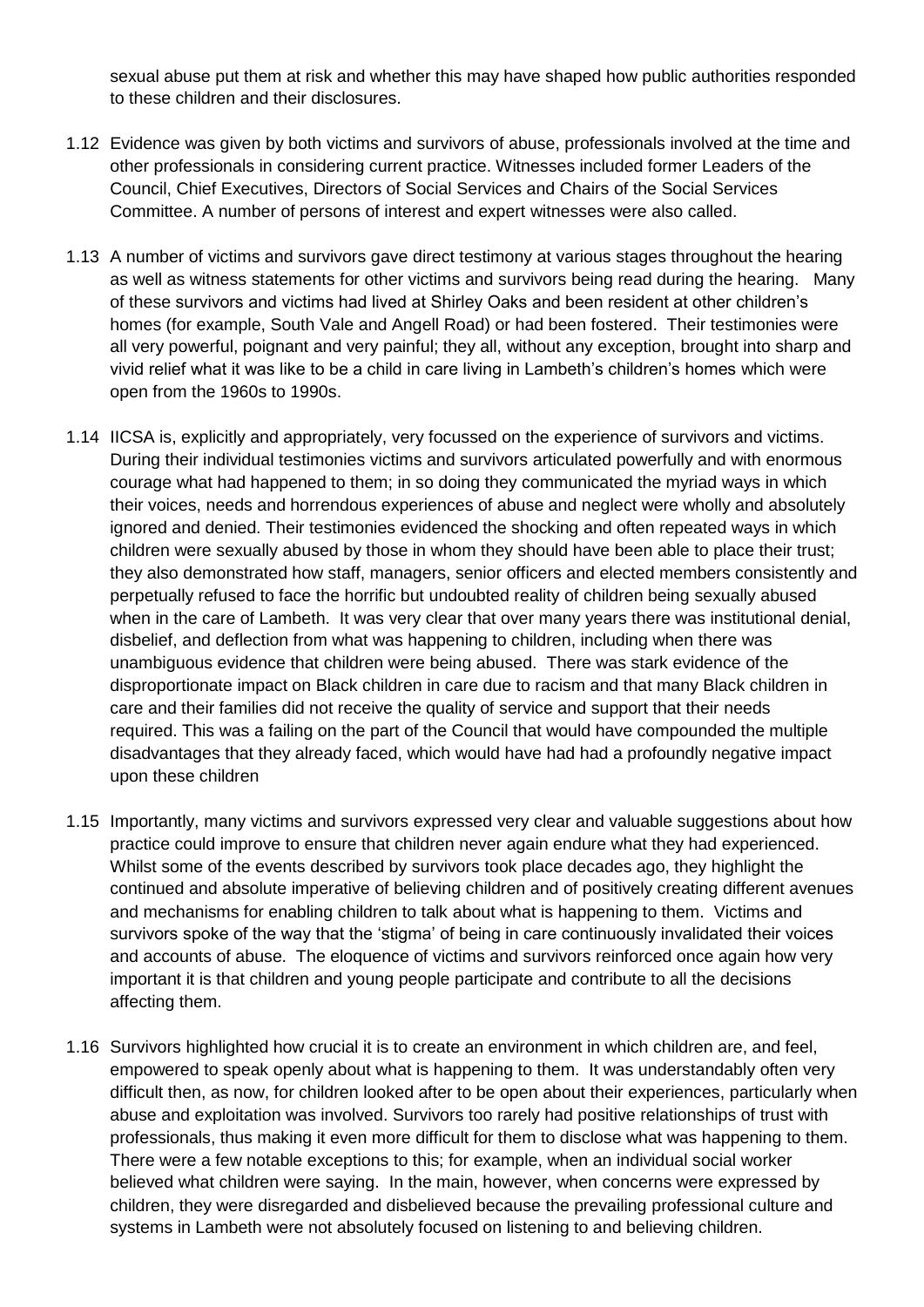sexual abuse put them at risk and whether this may have shaped how public authorities responded to these children and their disclosures.

1.12 Evidence was given by both victims and survivors of abuse, professionals involved at the time and other professionals in considering current practice. Witnesses included former Leaders of the Council, Chief Executives, Directors of Social Services and Chairs of the Social Services Committee. A number of persons of interest and expert witnesses were also called.

1.13 A number of victims and survivors gave direct testimony at various stages throughout the hearing as well as witness statements for other victims and survivors being read during the hearing. Many of these survivors and victims had lived at Shirley Oaks and been resident at other children's homes (for example, South Vale and Angell Road) or had been fostered. Their testimonies were all very powerful, poignant and very painful; they all, without any exception, brought into sharp and vivid relief what it was like to be a child in care living in Lambeth's children's homes which were open from the 1960s to 1990s.

1.14 IICSA is, explicitly and appropriately, very focussed on the experience of survivors and victims. During their individual testimonies victims and survivors articulated powerfully and with enormous courage what had happened to them; in so doing they communicated the myriad ways in which their voices, needs and horrendous experiences of abuse and neglect were wholly and absolutely ignored and denied. Their testimonies evidenced the shocking and often repeated ways in which children were sexually abused by those in whom they should have been able to place their trust; they also demonstrated how staff, managers, senior officers and elected members consistently and perpetually refused to face the horrific but undoubted reality of children being sexually abused when in the care of Lambeth. It was very clear that over many years there was institutional denial, disbelief, and deflection from what was happening to children, including when there was unambiguous evidence that children were being abused. There was stark evidence of the disproportionate impact on Black children in care due to racism and that many Black children in care and their families did not receive the quality of service and support that their needs required. This was a failing on the part of the Council that would have compounded the multiple disadvantages that they already faced, which would have had had a profoundly negative impact upon these children

1.15 Importantly, many victims and survivors expressed very clear and valuable suggestions about how practice could improve to ensure that children never again endure what they had experienced. Whilst some of the events described by survivors took place decades ago, they highlight the continued and absolute imperative of believing children and of positively creating different avenues and mechanisms for enabling children to talk about what is happening to them. Victims and survivors spoke of the way that the 'stigma' of being in care continuously invalidated their voices and accounts of abuse. The eloquence of victims and survivors reinforced once again how very important it is that children and young people participate and contribute to all the decisions affecting them.

1.16 Survivors highlighted how crucial it is to create an environment in which children are, and feel, empowered to speak openly about what is happening to them. It was understandably often very difficult then, as now, for children looked after to be open about their experiences, particularly when abuse and exploitation was involved. Survivors too rarely had positive relationships of trust with professionals, thus making it even more difficult for them to disclose what was happening to them. There were a few notable exceptions to this; for example, when an individual social worker believed what children were saying. In the main, however, when concerns were expressed by children, they were disregarded and disbelieved because the prevailing professional culture and systems in Lambeth were not absolutely focused on listening to and believing children.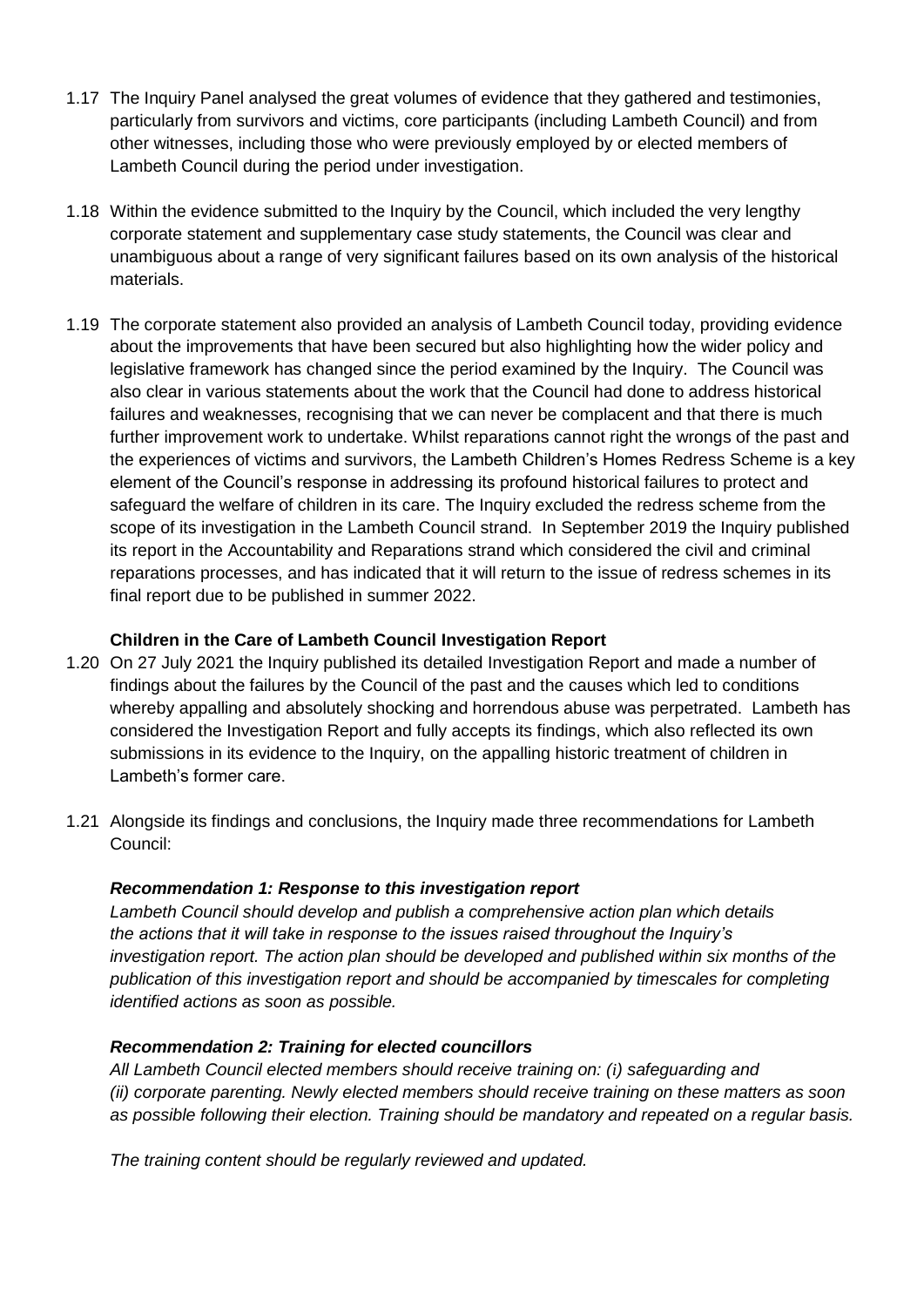1.17 The Inquiry Panel analysed the great volumes of evidence that they gathered and testimonies, particularly from survivors and victims, core participants (including Lambeth Council) and from other witnesses, including those who were previously employed by or elected members of Lambeth Council during the period under investigation.

1.18 Within the evidence submitted to the Inquiry by the Council, which included the very lengthy corporate statement and supplementary case study statements, the Council was clear and unambiguous about a range of very significant failures based on its own analysis of the historical materials.

1.19 The corporate statement also provided an analysis of Lambeth Council today, providing evidence about the improvements that have been secured but also highlighting how the wider policy and legislative framework has changed since the period examined by the Inquiry. The Council was also clear in various statements about the work that the Council had done to address historical failures and weaknesses, recognising that we can never be complacent and that there is much further improvement work to undertake. Whilst reparations cannot right the wrongs of the past and the experiences of victims and survivors, the Lambeth Children's Homes Redress Scheme is a key element of the Council's response in addressing its profound historical failures to protect and safeguard the welfare of children in its care. The Inquiry excluded the redress scheme from the scope of its investigation in the Lambeth Council strand. In September 2019 the Inquiry published its report in the Accountability and Reparations strand which considered the civil and criminal reparations processes, and has indicated that it will return to the issue of redress schemes in its final report due to be published in summer 2022.

**Children in the Care of Lambeth Council Investigation Report**

1.20 On 27 July 2021 the Inquiry published its detailed Investigation Report and made a number of findings about the failures by the Council of the past and the causes which led to conditions whereby appalling and absolutely shocking and horrendous abuse was perpetrated. Lambeth has considered the Investigation Report and fully accepts its findings, which also reflected its own submissions in its evidence to the Inquiry, on the appalling historic treatment of children in Lambeth's former care.

1.21 Alongside its findings and conclusions, the Inquiry made three recommendations for Lambeth Council:

***Recommendation 1: Response to this investigation report***

*Lambeth Council should develop and publish a comprehensive action plan which details the actions that it will take in response to the issues raised throughout the Inquiry's investigation report. The action plan should be developed and published within six months of the publication of this investigation report and should be accompanied by timescales for completing identified actions as soon as possible.*

***Recommendation 2: Training for elected councillors***

*All Lambeth Council elected members should receive training on: (i) safeguarding and (ii) corporate parenting. Newly elected members should receive training on these matters as soon as possible following their election. Training should be mandatory and repeated on a regular basis.*

*The training content should be regularly reviewed and updated.*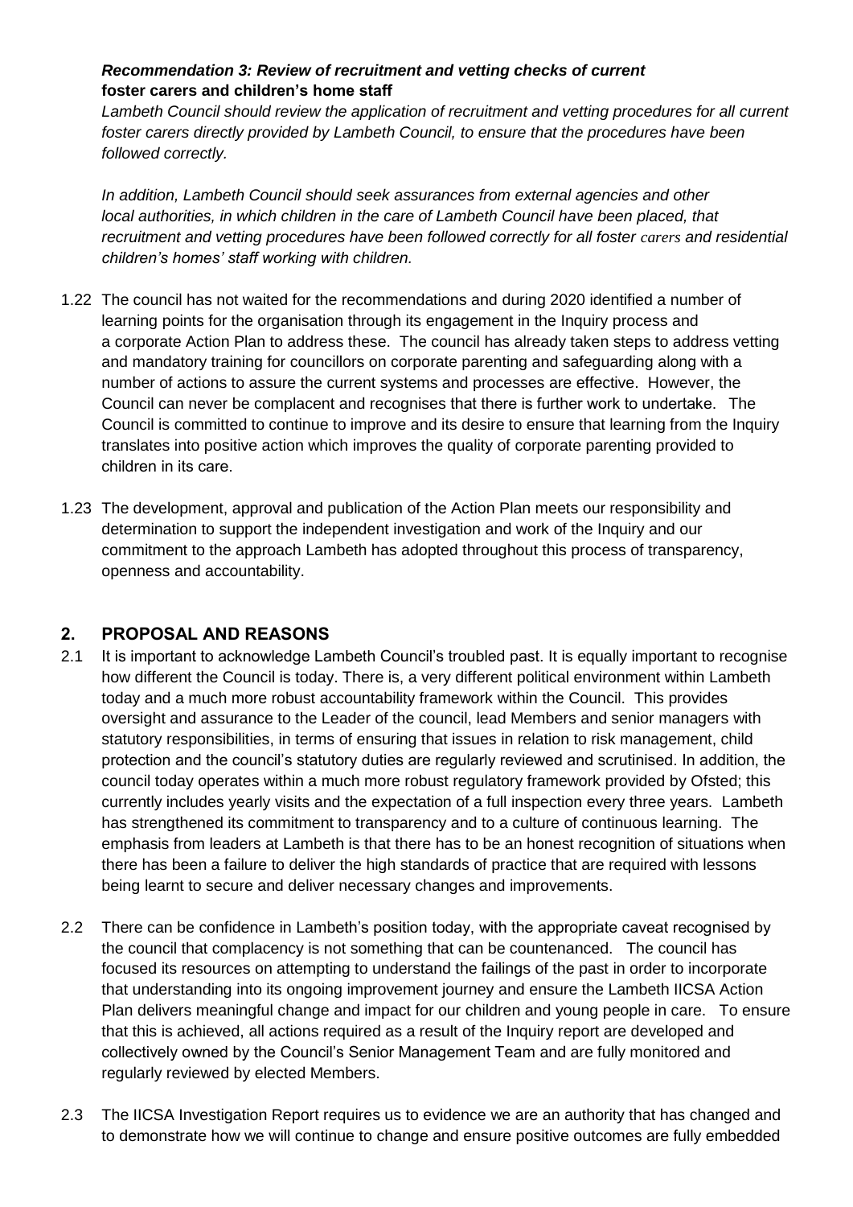***Recommendation 3: Review of recruitment and vetting checks of current* foster carers and children's home staff**

*Lambeth Council should review the application of recruitment and vetting procedures for all current foster carers directly provided by Lambeth Council, to ensure that the procedures have been followed correctly.*

*In addition, Lambeth Council should seek assurances from external agencies and other local authorities, in which children in the care of Lambeth Council have been placed, that recruitment and vetting procedures have been followed correctly for all foster carers and residential children's homes' staff working with children.*

1.22 The council has not waited for the recommendations and during 2020 identified a number of learning points for the organisation through its engagement in the Inquiry process and a corporate Action Plan to address these. The council has already taken steps to address vetting and mandatory training for councillors on corporate parenting and safeguarding along with a number of actions to assure the current systems and processes are effective. However, the Council can never be complacent and recognises that there is further work to undertake. The Council is committed to continue to improve and its desire to ensure that learning from the Inquiry translates into positive action which improves the quality of corporate parenting provided to children in its care.

1.23 The development, approval and publication of the Action Plan meets our responsibility and determination to support the independent investigation and work of the Inquiry and our commitment to the approach Lambeth has adopted throughout this process of transparency, openness and accountability.

## 2. PROPOSAL AND REASONS

2.1 It is important to acknowledge Lambeth Council's troubled past. It is equally important to recognise how different the Council is today. There is, a very different political environment within Lambeth today and a much more robust accountability framework within the Council. This provides oversight and assurance to the Leader of the council, lead Members and senior managers with statutory responsibilities, in terms of ensuring that issues in relation to risk management, child protection and the council's statutory duties are regularly reviewed and scrutinised. In addition, the council today operates within a much more robust regulatory framework provided by Ofsted; this currently includes yearly visits and the expectation of a full inspection every three years. Lambeth has strengthened its commitment to transparency and to a culture of continuous learning. The emphasis from leaders at Lambeth is that there has to be an honest recognition of situations when there has been a failure to deliver the high standards of practice that are required with lessons being learnt to secure and deliver necessary changes and improvements.

2.2 There can be confidence in Lambeth's position today, with the appropriate caveat recognised by the council that complacency is not something that can be countenanced. The council has focused its resources on attempting to understand the failings of the past in order to incorporate that understanding into its ongoing improvement journey and ensure the Lambeth IICSA Action Plan delivers meaningful change and impact for our children and young people in care. To ensure that this is achieved, all actions required as a result of the Inquiry report are developed and collectively owned by the Council's Senior Management Team and are fully monitored and regularly reviewed by elected Members.

2.3 The IICSA Investigation Report requires us to evidence we are an authority that has changed and to demonstrate how we will continue to change and ensure positive outcomes are fully embedded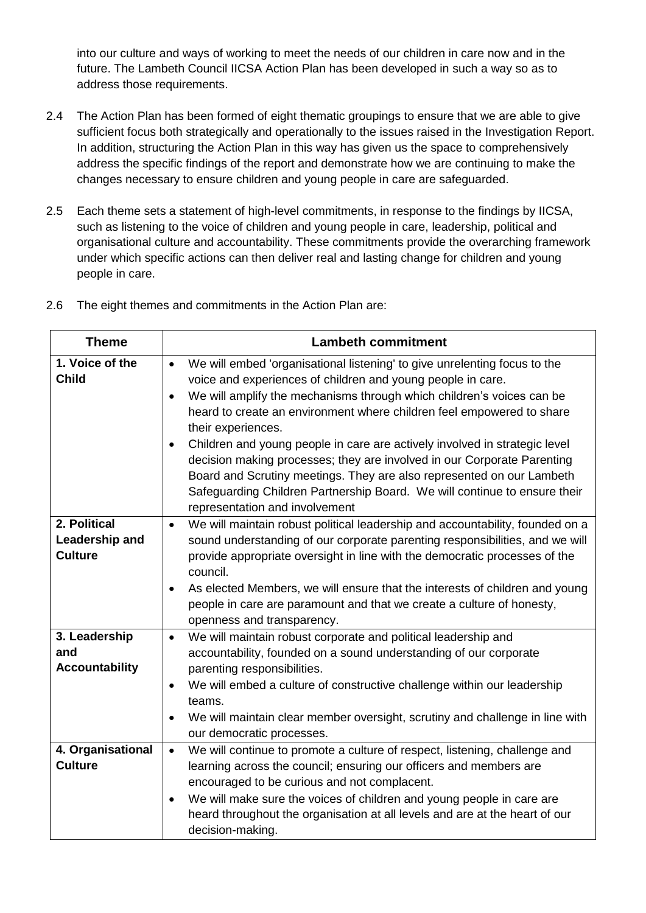into our culture and ways of working to meet the needs of our children in care now and in the future. The Lambeth Council IICSA Action Plan has been developed in such a way so as to address those requirements.

2.4 The Action Plan has been formed of eight thematic groupings to ensure that we are able to give sufficient focus both strategically and operationally to the issues raised in the Investigation Report. In addition, structuring the Action Plan in this way has given us the space to comprehensively address the specific findings of the report and demonstrate how we are continuing to make the changes necessary to ensure children and young people in care are safeguarded.

2.5 Each theme sets a statement of high-level commitments, in response to the findings by IICSA, such as listening to the voice of children and young people in care, leadership, political and organisational culture and accountability. These commitments provide the overarching framework under which specific actions can then deliver real and lasting change for children and young people in care.

2.6 The eight themes and commitments in the Action Plan are:

| Theme | Lambeth commitment |
|---|---|
| **1. Voice of the Child** | • We will embed 'organisational listening' to give unrelenting focus to the voice and experiences of children and young people in care.<br>• We will amplify the mechanisms through which children's voices can be heard to create an environment where children feel empowered to share their experiences.<br>• Children and young people in care are actively involved in strategic level decision making processes; they are involved in our Corporate Parenting Board and Scrutiny meetings. They are also represented on our Lambeth Safeguarding Children Partnership Board. We will continue to ensure their representation and involvement |
| **2. Political Leadership and Culture** | • We will maintain robust political leadership and accountability, founded on a sound understanding of our corporate parenting responsibilities, and we will provide appropriate oversight in line with the democratic processes of the council.<br>• As elected Members, we will ensure that the interests of children and young people in care are paramount and that we create a culture of honesty, openness and transparency. |
| **3. Leadership and Accountability** | • We will maintain robust corporate and political leadership and accountability, founded on a sound understanding of our corporate parenting responsibilities.<br>• We will embed a culture of constructive challenge within our leadership teams.<br>• We will maintain clear member oversight, scrutiny and challenge in line with our democratic processes. |
| **4. Organisational Culture** | • We will continue to promote a culture of respect, listening, challenge and learning across the council; ensuring our officers and members are encouraged to be curious and not complacent.<br>• We will make sure the voices of children and young people in care are heard throughout the organisation at all levels and are at the heart of our decision-making. |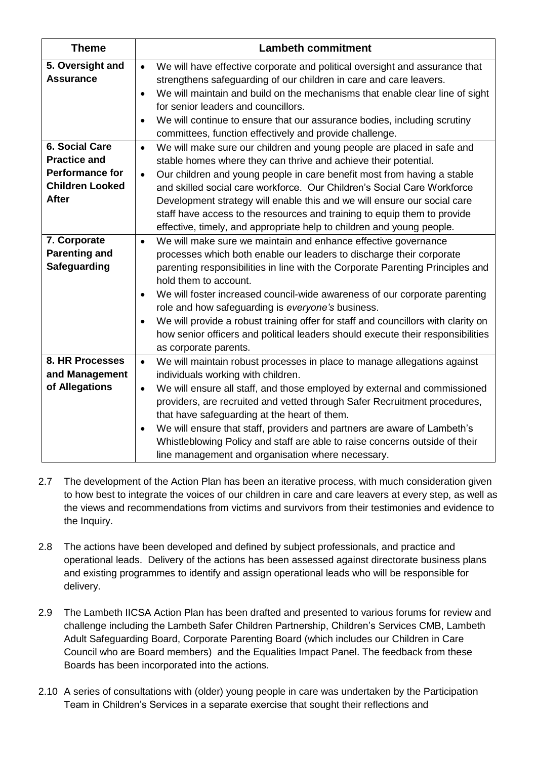| Theme | Lambeth commitment |
|---|---|
| **5. Oversight and Assurance** | • We will have effective corporate and political oversight and assurance that strengthens safeguarding of our children in care and care leavers.<br>• We will maintain and build on the mechanisms that enable clear line of sight for senior leaders and councillors.<br>• We will continue to ensure that our assurance bodies, including scrutiny committees, function effectively and provide challenge. |
| **6. Social Care Practice and Performance for Children Looked After** | • We will make sure our children and young people are placed in safe and stable homes where they can thrive and achieve their potential.<br>• Our children and young people in care benefit most from having a stable and skilled social care workforce. Our Children's Social Care Workforce Development strategy will enable this and we will ensure our social care staff have access to the resources and training to equip them to provide effective, timely, and appropriate help to children and young people. |
| **7. Corporate Parenting and Safeguarding** | • We will make sure we maintain and enhance effective governance processes which both enable our leaders to discharge their corporate parenting responsibilities in line with the Corporate Parenting Principles and hold them to account.<br>• We will foster increased council-wide awareness of our corporate parenting role and how safeguarding is *everyone's* business.<br>• We will provide a robust training offer for staff and councillors with clarity on how senior officers and political leaders should execute their responsibilities as corporate parents. |
| **8. HR Processes and Management of Allegations** | • We will maintain robust processes in place to manage allegations against individuals working with children.<br>• We will ensure all staff, and those employed by external and commissioned providers, are recruited and vetted through Safer Recruitment procedures, that have safeguarding at the heart of them.<br>• We will ensure that staff, providers and partners are aware of Lambeth's Whistleblowing Policy and staff are able to raise concerns outside of their line management and organisation where necessary. |

2.7 The development of the Action Plan has been an iterative process, with much consideration given to how best to integrate the voices of our children in care and care leavers at every step, as well as the views and recommendations from victims and survivors from their testimonies and evidence to the Inquiry.

2.8 The actions have been developed and defined by subject professionals, and practice and operational leads. Delivery of the actions has been assessed against directorate business plans and existing programmes to identify and assign operational leads who will be responsible for delivery.

2.9 The Lambeth IICSA Action Plan has been drafted and presented to various forums for review and challenge including the Lambeth Safer Children Partnership, Children's Services CMB, Lambeth Adult Safeguarding Board, Corporate Parenting Board (which includes our Children in Care Council who are Board members) and the Equalities Impact Panel. The feedback from these Boards has been incorporated into the actions.

2.10 A series of consultations with (older) young people in care was undertaken by the Participation Team in Children's Services in a separate exercise that sought their reflections and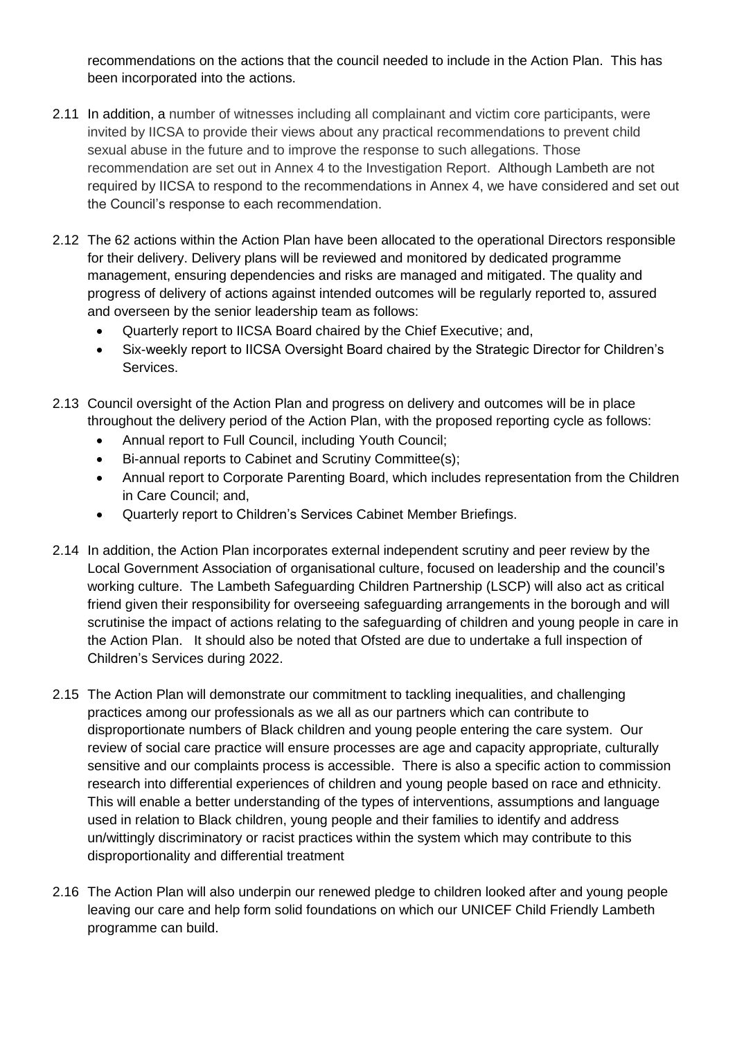recommendations on the actions that the council needed to include in the Action Plan. This has been incorporated into the actions.

2.11 In addition, a number of witnesses including all complainant and victim core participants, were invited by IICSA to provide their views about any practical recommendations to prevent child sexual abuse in the future and to improve the response to such allegations. Those recommendation are set out in Annex 4 to the Investigation Report. Although Lambeth are not required by IICSA to respond to the recommendations in Annex 4, we have considered and set out the Council's response to each recommendation.

2.12 The 62 actions within the Action Plan have been allocated to the operational Directors responsible for their delivery. Delivery plans will be reviewed and monitored by dedicated programme management, ensuring dependencies and risks are managed and mitigated. The quality and progress of delivery of actions against intended outcomes will be regularly reported to, assured and overseen by the senior leadership team as follows:

- Quarterly report to IICSA Board chaired by the Chief Executive; and,
- Six-weekly report to IICSA Oversight Board chaired by the Strategic Director for Children's Services.

2.13 Council oversight of the Action Plan and progress on delivery and outcomes will be in place throughout the delivery period of the Action Plan, with the proposed reporting cycle as follows:

- Annual report to Full Council, including Youth Council;
- Bi-annual reports to Cabinet and Scrutiny Committee(s);
- Annual report to Corporate Parenting Board, which includes representation from the Children in Care Council; and,
- Quarterly report to Children's Services Cabinet Member Briefings.

2.14 In addition, the Action Plan incorporates external independent scrutiny and peer review by the Local Government Association of organisational culture, focused on leadership and the council's working culture. The Lambeth Safeguarding Children Partnership (LSCP) will also act as critical friend given their responsibility for overseeing safeguarding arrangements in the borough and will scrutinise the impact of actions relating to the safeguarding of children and young people in care in the Action Plan. It should also be noted that Ofsted are due to undertake a full inspection of Children's Services during 2022.

2.15 The Action Plan will demonstrate our commitment to tackling inequalities, and challenging practices among our professionals as we all as our partners which can contribute to disproportionate numbers of Black children and young people entering the care system. Our review of social care practice will ensure processes are age and capacity appropriate, culturally sensitive and our complaints process is accessible. There is also a specific action to commission research into differential experiences of children and young people based on race and ethnicity. This will enable a better understanding of the types of interventions, assumptions and language used in relation to Black children, young people and their families to identify and address un/wittingly discriminatory or racist practices within the system which may contribute to this disproportionality and differential treatment

2.16 The Action Plan will also underpin our renewed pledge to children looked after and young people leaving our care and help form solid foundations on which our UNICEF Child Friendly Lambeth programme can build.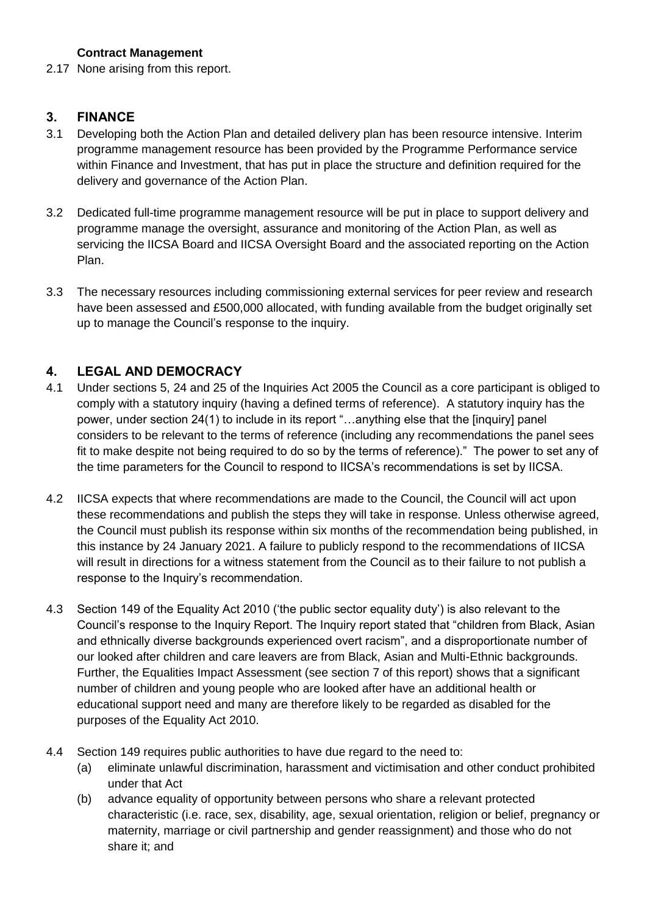**Contract Management**

2.17 None arising from this report.

## 3. FINANCE

3.1 Developing both the Action Plan and detailed delivery plan has been resource intensive. Interim programme management resource has been provided by the Programme Performance service within Finance and Investment, that has put in place the structure and definition required for the delivery and governance of the Action Plan.

3.2 Dedicated full-time programme management resource will be put in place to support delivery and programme manage the oversight, assurance and monitoring of the Action Plan, as well as servicing the IICSA Board and IICSA Oversight Board and the associated reporting on the Action Plan.

3.3 The necessary resources including commissioning external services for peer review and research have been assessed and £500,000 allocated, with funding available from the budget originally set up to manage the Council's response to the inquiry.

## 4. LEGAL AND DEMOCRACY

4.1 Under sections 5, 24 and 25 of the Inquiries Act 2005 the Council as a core participant is obliged to comply with a statutory inquiry (having a defined terms of reference). A statutory inquiry has the power, under section 24(1) to include in its report "…anything else that the [inquiry] panel considers to be relevant to the terms of reference (including any recommendations the panel sees fit to make despite not being required to do so by the terms of reference)." The power to set any of the time parameters for the Council to respond to IICSA's recommendations is set by IICSA.

4.2 IICSA expects that where recommendations are made to the Council, the Council will act upon these recommendations and publish the steps they will take in response. Unless otherwise agreed, the Council must publish its response within six months of the recommendation being published, in this instance by 24 January 2021. A failure to publicly respond to the recommendations of IICSA will result in directions for a witness statement from the Council as to their failure to not publish a response to the Inquiry's recommendation.

4.3 Section 149 of the Equality Act 2010 ('the public sector equality duty') is also relevant to the Council's response to the Inquiry Report. The Inquiry report stated that "children from Black, Asian and ethnically diverse backgrounds experienced overt racism", and a disproportionate number of our looked after children and care leavers are from Black, Asian and Multi-Ethnic backgrounds. Further, the Equalities Impact Assessment (see section 7 of this report) shows that a significant number of children and young people who are looked after have an additional health or educational support need and many are therefore likely to be regarded as disabled for the purposes of the Equality Act 2010.

4.4 Section 149 requires public authorities to have due regard to the need to:

(a) eliminate unlawful discrimination, harassment and victimisation and other conduct prohibited under that Act

(b) advance equality of opportunity between persons who share a relevant protected characteristic (i.e. race, sex, disability, age, sexual orientation, religion or belief, pregnancy or maternity, marriage or civil partnership and gender reassignment) and those who do not share it; and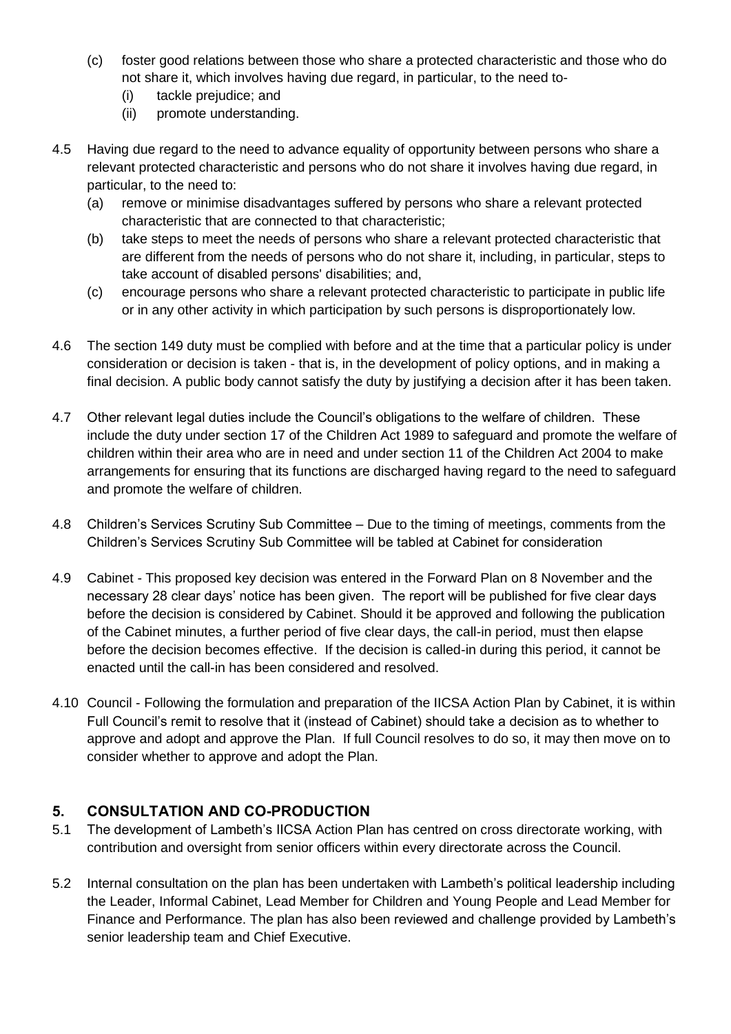(c) foster good relations between those who share a protected characteristic and those who do not share it, which involves having due regard, in particular, to the need to-
    (i) tackle prejudice; and
    (ii) promote understanding.

4.5 Having due regard to the need to advance equality of opportunity between persons who share a relevant protected characteristic and persons who do not share it involves having due regard, in particular, to the need to:
(a) remove or minimise disadvantages suffered by persons who share a relevant protected characteristic that are connected to that characteristic;
(b) take steps to meet the needs of persons who share a relevant protected characteristic that are different from the needs of persons who do not share it, including, in particular, steps to take account of disabled persons' disabilities; and,
(c) encourage persons who share a relevant protected characteristic to participate in public life or in any other activity in which participation by such persons is disproportionately low.

4.6 The section 149 duty must be complied with before and at the time that a particular policy is under consideration or decision is taken - that is, in the development of policy options, and in making a final decision. A public body cannot satisfy the duty by justifying a decision after it has been taken.

4.7 Other relevant legal duties include the Council's obligations to the welfare of children. These include the duty under section 17 of the Children Act 1989 to safeguard and promote the welfare of children within their area who are in need and under section 11 of the Children Act 2004 to make arrangements for ensuring that its functions are discharged having regard to the need to safeguard and promote the welfare of children.

4.8 Children's Services Scrutiny Sub Committee – Due to the timing of meetings, comments from the Children's Services Scrutiny Sub Committee will be tabled at Cabinet for consideration

4.9 Cabinet - This proposed key decision was entered in the Forward Plan on 8 November and the necessary 28 clear days' notice has been given. The report will be published for five clear days before the decision is considered by Cabinet. Should it be approved and following the publication of the Cabinet minutes, a further period of five clear days, the call-in period, must then elapse before the decision becomes effective. If the decision is called-in during this period, it cannot be enacted until the call-in has been considered and resolved.

4.10 Council - Following the formulation and preparation of the IICSA Action Plan by Cabinet, it is within Full Council's remit to resolve that it (instead of Cabinet) should take a decision as to whether to approve and adopt and approve the Plan. If full Council resolves to do so, it may then move on to consider whether to approve and adopt the Plan.

## 5. CONSULTATION AND CO-PRODUCTION

5.1 The development of Lambeth's IICSA Action Plan has centred on cross directorate working, with contribution and oversight from senior officers within every directorate across the Council.

5.2 Internal consultation on the plan has been undertaken with Lambeth's political leadership including the Leader, Informal Cabinet, Lead Member for Children and Young People and Lead Member for Finance and Performance. The plan has also been reviewed and challenge provided by Lambeth's senior leadership team and Chief Executive.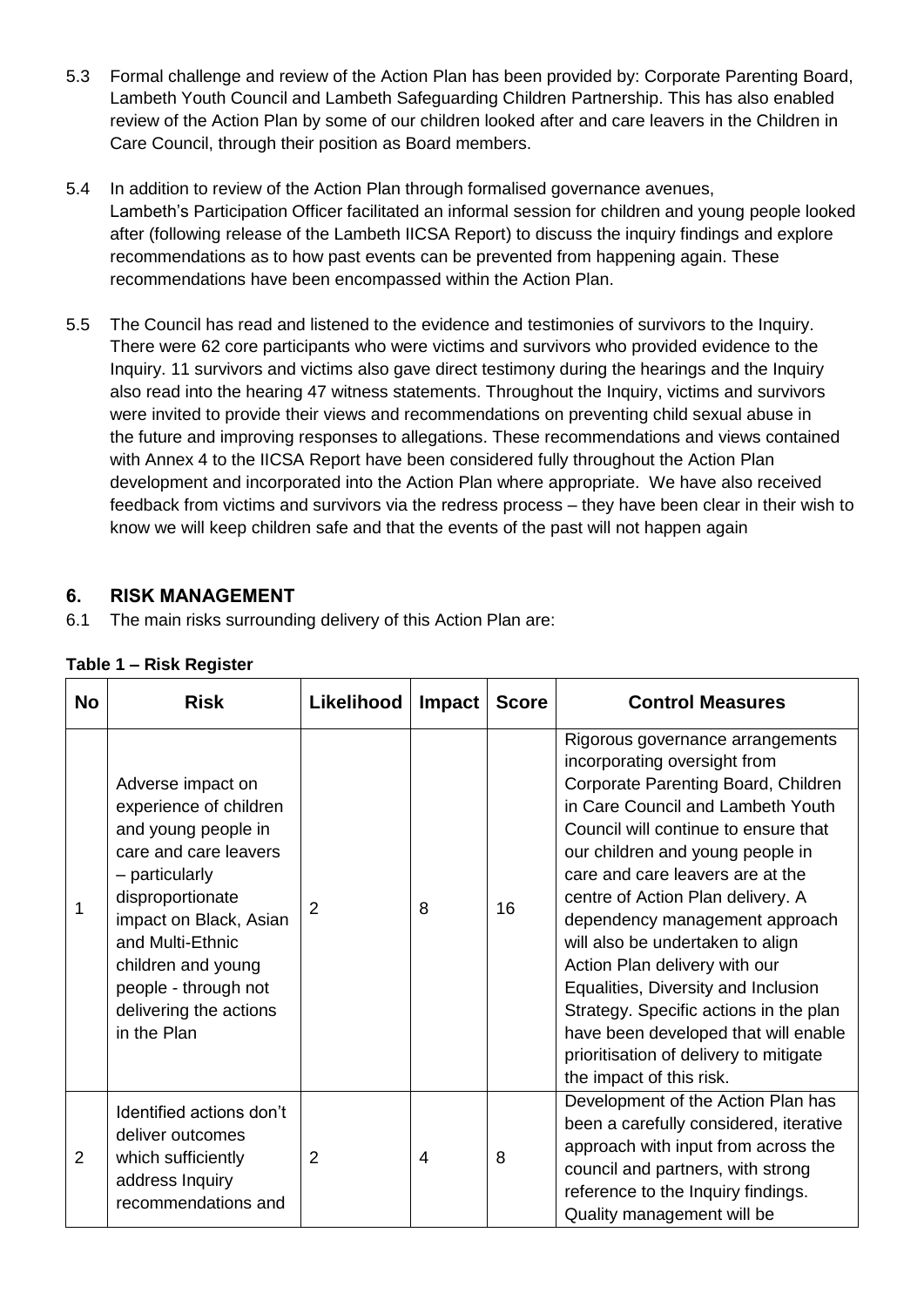5.3 Formal challenge and review of the Action Plan has been provided by: Corporate Parenting Board, Lambeth Youth Council and Lambeth Safeguarding Children Partnership. This has also enabled review of the Action Plan by some of our children looked after and care leavers in the Children in Care Council, through their position as Board members.

5.4 In addition to review of the Action Plan through formalised governance avenues, Lambeth's Participation Officer facilitated an informal session for children and young people looked after (following release of the Lambeth IICSA Report) to discuss the inquiry findings and explore recommendations as to how past events can be prevented from happening again. These recommendations have been encompassed within the Action Plan.

5.5 The Council has read and listened to the evidence and testimonies of survivors to the Inquiry. There were 62 core participants who were victims and survivors who provided evidence to the Inquiry. 11 survivors and victims also gave direct testimony during the hearings and the Inquiry also read into the hearing 47 witness statements. Throughout the Inquiry, victims and survivors were invited to provide their views and recommendations on preventing child sexual abuse in the future and improving responses to allegations. These recommendations and views contained with Annex 4 to the IICSA Report have been considered fully throughout the Action Plan development and incorporated into the Action Plan where appropriate. We have also received feedback from victims and survivors via the redress process – they have been clear in their wish to know we will keep children safe and that the events of the past will not happen again

## 6. RISK MANAGEMENT

6.1 The main risks surrounding delivery of this Action Plan are:

**Table 1 – Risk Register**

| No | Risk | Likelihood | Impact | Score | Control Measures |
|---|---|---|---|---|---|
| 1 | Adverse impact on experience of children and young people in care and care leavers – particularly disproportionate impact on Black, Asian and Multi-Ethnic children and young people - through not delivering the actions in the Plan | 2 | 8 | 16 | Rigorous governance arrangements incorporating oversight from Corporate Parenting Board, Children in Care Council and Lambeth Youth Council will continue to ensure that our children and young people in care and care leavers are at the centre of Action Plan delivery. A dependency management approach will also be undertaken to align Action Plan delivery with our Equalities, Diversity and Inclusion Strategy. Specific actions in the plan have been developed that will enable prioritisation of delivery to mitigate the impact of this risk. |
| 2 | Identified actions don't deliver outcomes which sufficiently address Inquiry recommendations and | 2 | 4 | 8 | Development of the Action Plan has been a carefully considered, iterative approach with input from across the council and partners, with strong reference to the Inquiry findings. Quality management will be |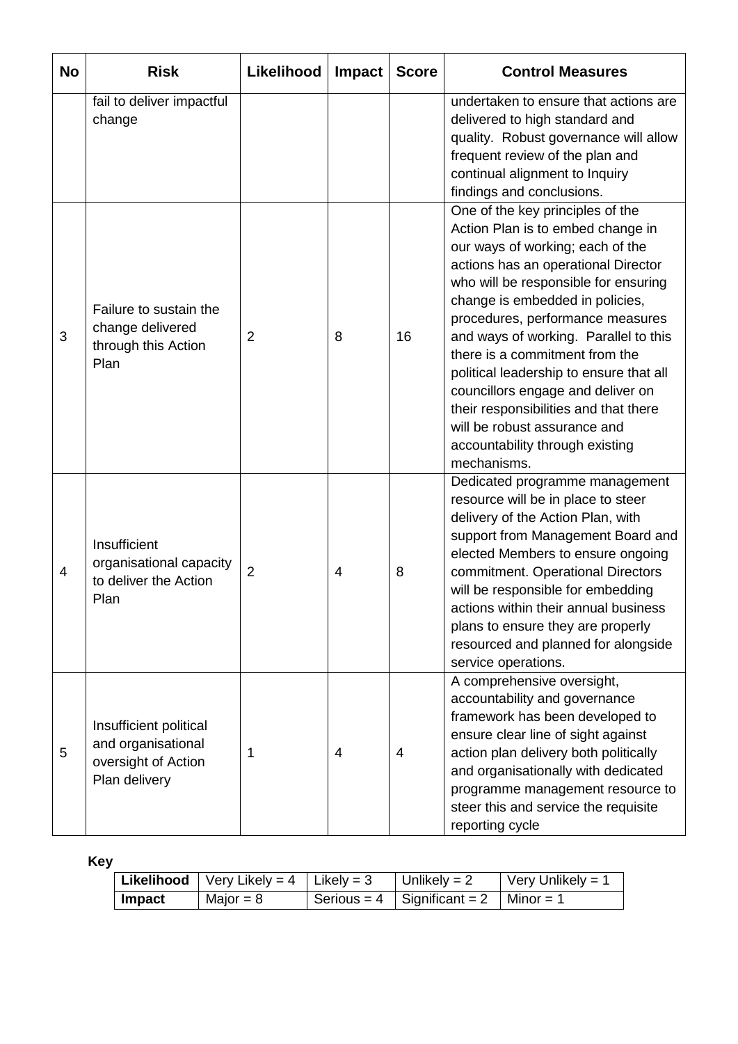| No | Risk | Likelihood | Impact | Score | Control Measures |
|---|---|---|---|---|---|
| | fail to deliver impactful change | | | | undertaken to ensure that actions are delivered to high standard and quality. Robust governance will allow frequent review of the plan and continual alignment to Inquiry findings and conclusions. |
| 3 | Failure to sustain the change delivered through this Action Plan | 2 | 8 | 16 | One of the key principles of the Action Plan is to embed change in our ways of working; each of the actions has an operational Director who will be responsible for ensuring change is embedded in policies, procedures, performance measures and ways of working. Parallel to this there is a commitment from the political leadership to ensure that all councillors engage and deliver on their responsibilities and that there will be robust assurance and accountability through existing mechanisms. |
| 4 | Insufficient organisational capacity to deliver the Action Plan | 2 | 4 | 8 | Dedicated programme management resource will be in place to steer delivery of the Action Plan, with support from Management Board and elected Members to ensure ongoing commitment. Operational Directors will be responsible for embedding actions within their annual business plans to ensure they are properly resourced and planned for alongside service operations. |
| 5 | Insufficient political and organisational oversight of Action Plan delivery | 1 | 4 | 4 | A comprehensive oversight, accountability and governance framework has been developed to ensure clear line of sight against action plan delivery both politically and organisationally with dedicated programme management resource to steer this and service the requisite reporting cycle |

**Key**

| **Likelihood** | Very Likely = 4 | Likely = 3 | Unlikely = 2 | Very Unlikely = 1 |
|---|---|---|---|---|
| **Impact** | Major = 8 | Serious = 4 | Significant = 2 | Minor = 1 |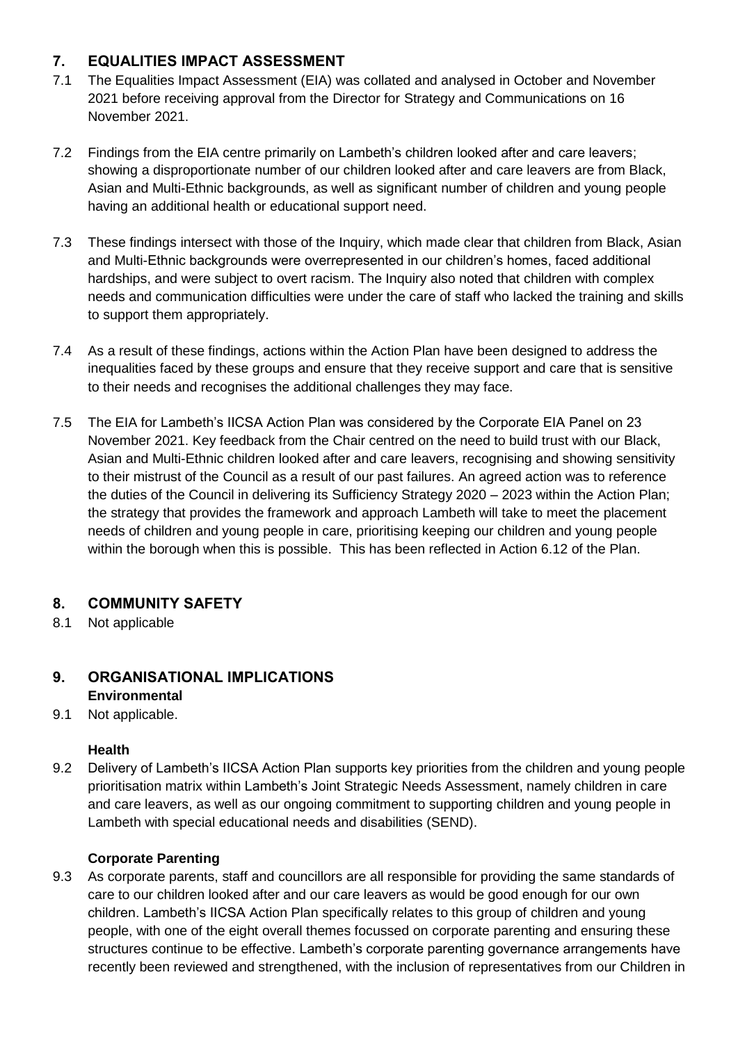## 7. EQUALITIES IMPACT ASSESSMENT

7.1 The Equalities Impact Assessment (EIA) was collated and analysed in October and November 2021 before receiving approval from the Director for Strategy and Communications on 16 November 2021.

7.2 Findings from the EIA centre primarily on Lambeth's children looked after and care leavers; showing a disproportionate number of our children looked after and care leavers are from Black, Asian and Multi-Ethnic backgrounds, as well as significant number of children and young people having an additional health or educational support need.

7.3 These findings intersect with those of the Inquiry, which made clear that children from Black, Asian and Multi-Ethnic backgrounds were overrepresented in our children's homes, faced additional hardships, and were subject to overt racism. The Inquiry also noted that children with complex needs and communication difficulties were under the care of staff who lacked the training and skills to support them appropriately.

7.4 As a result of these findings, actions within the Action Plan have been designed to address the inequalities faced by these groups and ensure that they receive support and care that is sensitive to their needs and recognises the additional challenges they may face.

7.5 The EIA for Lambeth's IICSA Action Plan was considered by the Corporate EIA Panel on 23 November 2021. Key feedback from the Chair centred on the need to build trust with our Black, Asian and Multi-Ethnic children looked after and care leavers, recognising and showing sensitivity to their mistrust of the Council as a result of our past failures. An agreed action was to reference the duties of the Council in delivering its Sufficiency Strategy 2020 – 2023 within the Action Plan; the strategy that provides the framework and approach Lambeth will take to meet the placement needs of children and young people in care, prioritising keeping our children and young people within the borough when this is possible. This has been reflected in Action 6.12 of the Plan.

## 8. COMMUNITY SAFETY

8.1 Not applicable

## 9. ORGANISATIONAL IMPLICATIONS

**Environmental**

9.1 Not applicable.

**Health**

9.2 Delivery of Lambeth's IICSA Action Plan supports key priorities from the children and young people prioritisation matrix within Lambeth's Joint Strategic Needs Assessment, namely children in care and care leavers, as well as our ongoing commitment to supporting children and young people in Lambeth with special educational needs and disabilities (SEND).

**Corporate Parenting**

9.3 As corporate parents, staff and councillors are all responsible for providing the same standards of care to our children looked after and our care leavers as would be good enough for our own children. Lambeth's IICSA Action Plan specifically relates to this group of children and young people, with one of the eight overall themes focussed on corporate parenting and ensuring these structures continue to be effective. Lambeth's corporate parenting governance arrangements have recently been reviewed and strengthened, with the inclusion of representatives from our Children in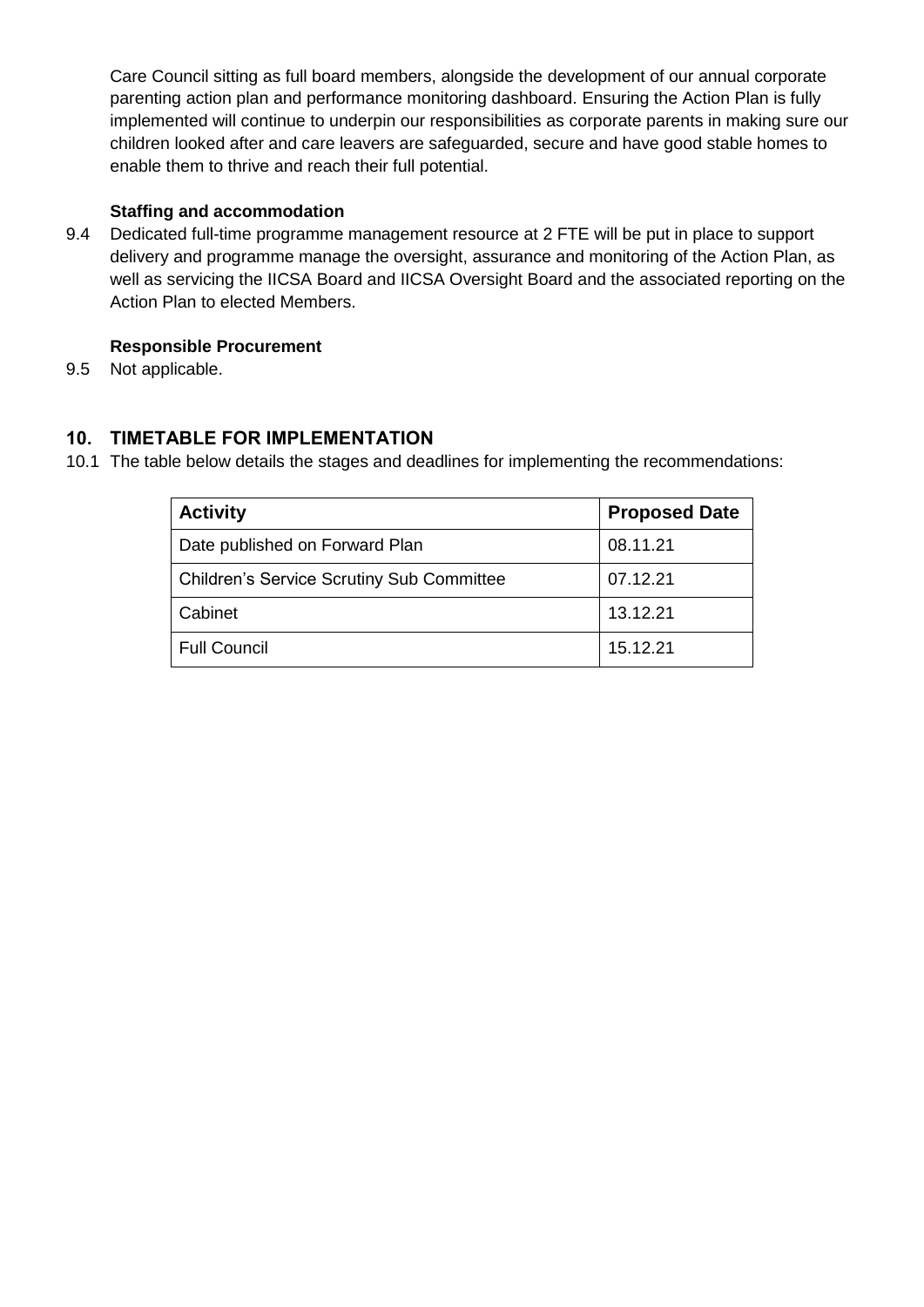Care Council sitting as full board members, alongside the development of our annual corporate parenting action plan and performance monitoring dashboard. Ensuring the Action Plan is fully implemented will continue to underpin our responsibilities as corporate parents in making sure our children looked after and care leavers are safeguarded, secure and have good stable homes to enable them to thrive and reach their full potential.

**Staffing and accommodation**

9.4 Dedicated full-time programme management resource at 2 FTE will be put in place to support delivery and programme manage the oversight, assurance and monitoring of the Action Plan, as well as servicing the IICSA Board and IICSA Oversight Board and the associated reporting on the Action Plan to elected Members.

**Responsible Procurement**

9.5 Not applicable.

## 10. TIMETABLE FOR IMPLEMENTATION

10.1 The table below details the stages and deadlines for implementing the recommendations:

| Activity | Proposed Date |
|---|---|
| Date published on Forward Plan | 08.11.21 |
| Children's Service Scrutiny Sub Committee | 07.12.21 |
| Cabinet | 13.12.21 |
| Full Council | 15.12.21 |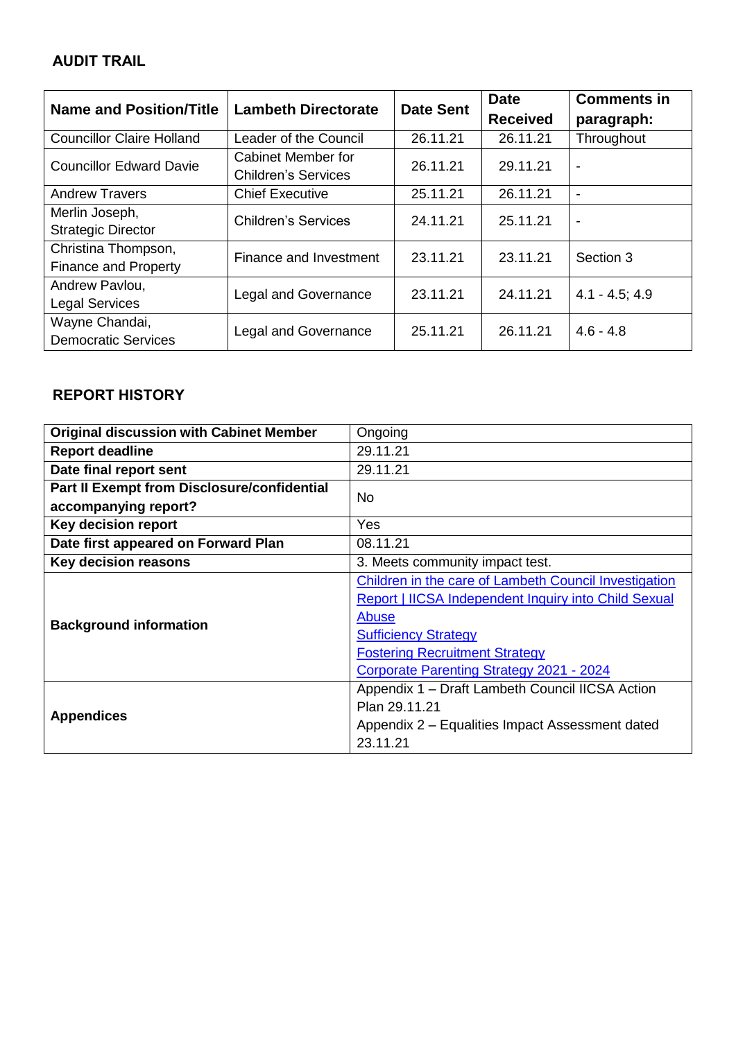## AUDIT TRAIL

| Name and Position/Title | Lambeth Directorate | Date Sent | Date Received | Comments in paragraph: |
|---|---|---|---|---|
| Councillor Claire Holland | Leader of the Council | 26.11.21 | 26.11.21 | Throughout |
| Councillor Edward Davie | Cabinet Member for Children's Services | 26.11.21 | 29.11.21 | - |
| Andrew Travers | Chief Executive | 25.11.21 | 26.11.21 | - |
| Merlin Joseph, Strategic Director | Children's Services | 24.11.21 | 25.11.21 | - |
| Christina Thompson, Finance and Property | Finance and Investment | 23.11.21 | 23.11.21 | Section 3 |
| Andrew Pavlou, Legal Services | Legal and Governance | 23.11.21 | 24.11.21 | 4.1 - 4.5; 4.9 |
| Wayne Chandai, Democratic Services | Legal and Governance | 25.11.21 | 26.11.21 | 4.6 - 4.8 |

## REPORT HISTORY

| | |
|---|---|
| **Original discussion with Cabinet Member** | Ongoing |
| **Report deadline** | 29.11.21 |
| **Date final report sent** | 29.11.21 |
| **Part II Exempt from Disclosure/confidential accompanying report?** | No |
| **Key decision report** | Yes |
| **Date first appeared on Forward Plan** | 08.11.21 |
| **Key decision reasons** | 3. Meets community impact test. |
| **Background information** | Children in the care of Lambeth Council Investigation Report \| IICSA Independent Inquiry into Child Sexual Abuse<br>Sufficiency Strategy<br>Fostering Recruitment Strategy<br>Corporate Parenting Strategy 2021 - 2024 |
| **Appendices** | Appendix 1 – Draft Lambeth Council IICSA Action Plan 29.11.21<br>Appendix 2 – Equalities Impact Assessment dated 23.11.21 |